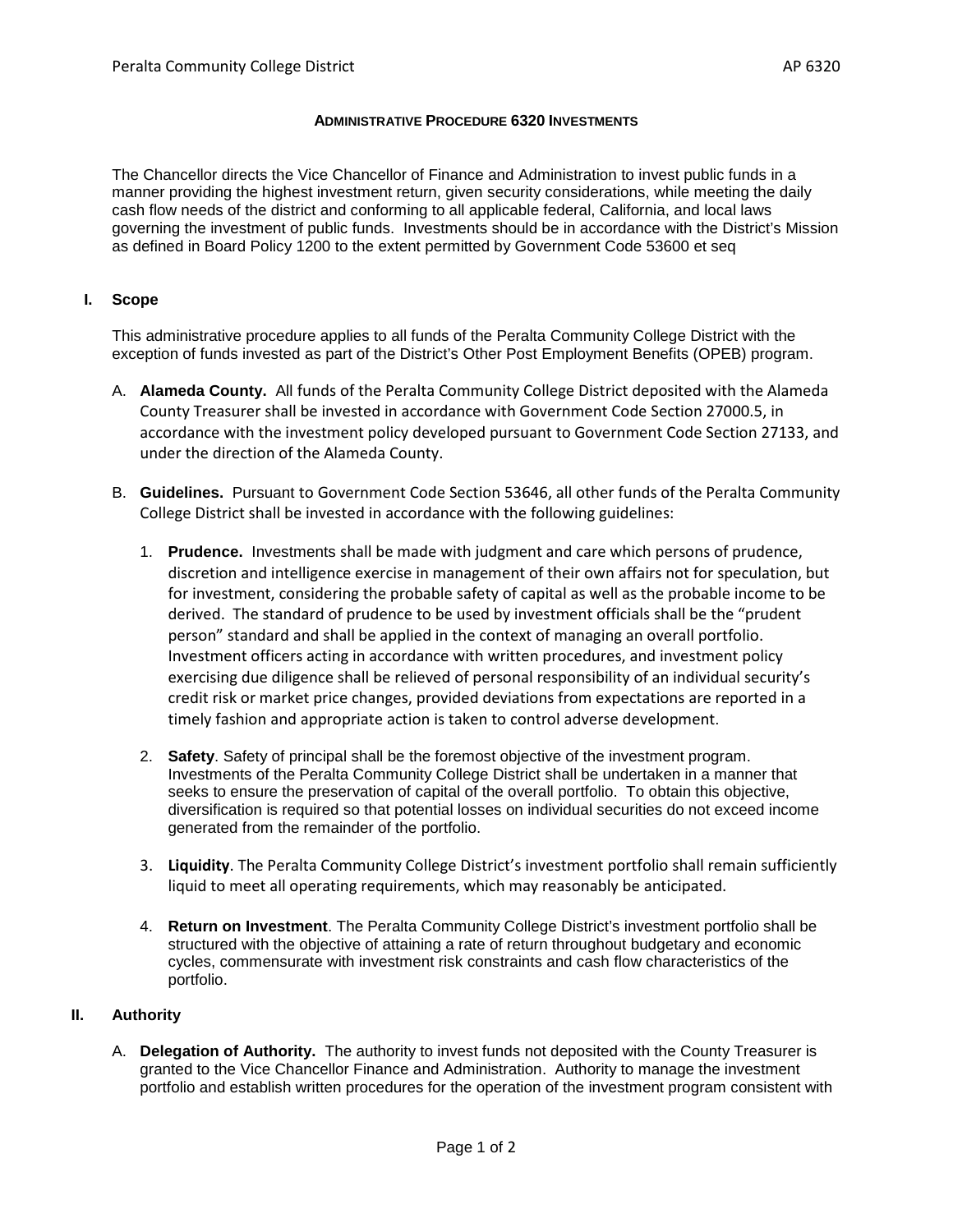# ADMINISTRATIVE PROCEDURE 6320 INVESTMENTS

The Chancellor directs the Vice Chancellor of Finance and Administration to invest public funds in a manner providing the highest investment return, given security considerations, while meeting the daily cash flow needs of the district and conforming to all applicable federal, California, and local laws governing the investment of public funds. Investments should be in accordance with the District's Mission as defined in Board Policy 1200 to the extent permitted by Government Code 53600 et seq

## I. Scope

This administrative procedure applies to all funds of the Peralta Community College District with the exception of funds invested as part of the District's Other Post Employment Benefits (OPEB) program.

A. **Alameda County.** All funds of the Peralta Community College District deposited with the Alameda County Treasurer shall be invested in accordance with Government Code Section 27000.5, in accordance with the investment policy developed pursuant to Government Code Section 27133, and under the direction of the Alameda County.

B. **Guidelines.** Pursuant to Government Code Section 53646, all other funds of the Peralta Community College District shall be invested in accordance with the following guidelines:

1. **Prudence.** Investments shall be made with judgment and care which persons of prudence, discretion and intelligence exercise in management of their own affairs not for speculation, but for investment, considering the probable safety of capital as well as the probable income to be derived. The standard of prudence to be used by investment officials shall be the "prudent person" standard and shall be applied in the context of managing an overall portfolio. Investment officers acting in accordance with written procedures, and investment policy exercising due diligence shall be relieved of personal responsibility of an individual security's credit risk or market price changes, provided deviations from expectations are reported in a timely fashion and appropriate action is taken to control adverse development.

2. **Safety**. Safety of principal shall be the foremost objective of the investment program. Investments of the Peralta Community College District shall be undertaken in a manner that seeks to ensure the preservation of capital of the overall portfolio. To obtain this objective, diversification is required so that potential losses on individual securities do not exceed income generated from the remainder of the portfolio.

3. **Liquidity**. The Peralta Community College District's investment portfolio shall remain sufficiently liquid to meet all operating requirements, which may reasonably be anticipated.

4. **Return on Investment**. The Peralta Community College District's investment portfolio shall be structured with the objective of attaining a rate of return throughout budgetary and economic cycles, commensurate with investment risk constraints and cash flow characteristics of the portfolio.

## II. Authority

A. **Delegation of Authority.** The authority to invest funds not deposited with the County Treasurer is granted to the Vice Chancellor Finance and Administration. Authority to manage the investment portfolio and establish written procedures for the operation of the investment program consistent with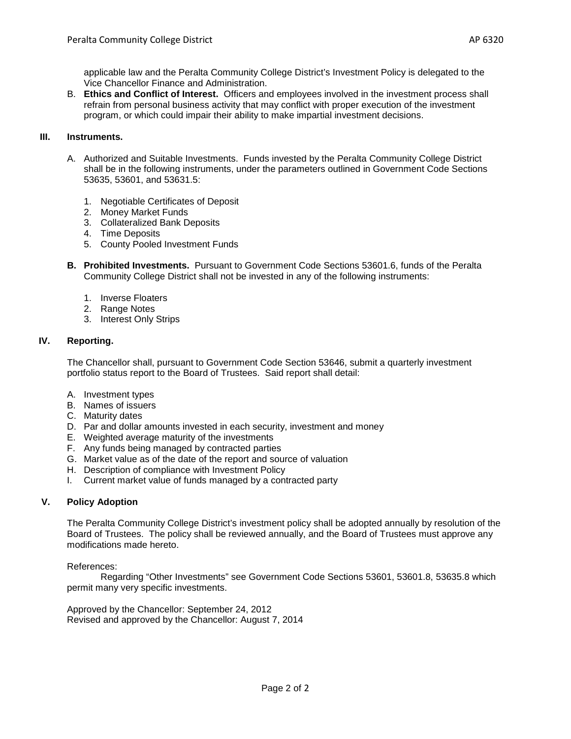applicable law and the Peralta Community College District's Investment Policy is delegated to the Vice Chancellor Finance and Administration.

B. **Ethics and Conflict of Interest.** Officers and employees involved in the investment process shall refrain from personal business activity that may conflict with proper execution of the investment program, or which could impair their ability to make impartial investment decisions.

## III. Instruments.

A. Authorized and Suitable Investments. Funds invested by the Peralta Community College District shall be in the following instruments, under the parameters outlined in Government Code Sections 53635, 53601, and 53631.5:

1. Negotiable Certificates of Deposit
2. Money Market Funds
3. Collateralized Bank Deposits
4. Time Deposits
5. County Pooled Investment Funds

**B. Prohibited Investments.** Pursuant to Government Code Sections 53601.6, funds of the Peralta Community College District shall not be invested in any of the following instruments:

1. Inverse Floaters
2. Range Notes
3. Interest Only Strips

## IV. Reporting.

The Chancellor shall, pursuant to Government Code Section 53646, submit a quarterly investment portfolio status report to the Board of Trustees. Said report shall detail:

A. Investment types
B. Names of issuers
C. Maturity dates
D. Par and dollar amounts invested in each security, investment and money
E. Weighted average maturity of the investments
F. Any funds being managed by contracted parties
G. Market value as of the date of the report and source of valuation
H. Description of compliance with Investment Policy
I. Current market value of funds managed by a contracted party

## V. Policy Adoption

The Peralta Community College District's investment policy shall be adopted annually by resolution of the Board of Trustees. The policy shall be reviewed annually, and the Board of Trustees must approve any modifications made hereto.

References:
Regarding "Other Investments" see Government Code Sections 53601, 53601.8, 53635.8 which permit many very specific investments.

Approved by the Chancellor: September 24, 2012
Revised and approved by the Chancellor: August 7, 2014